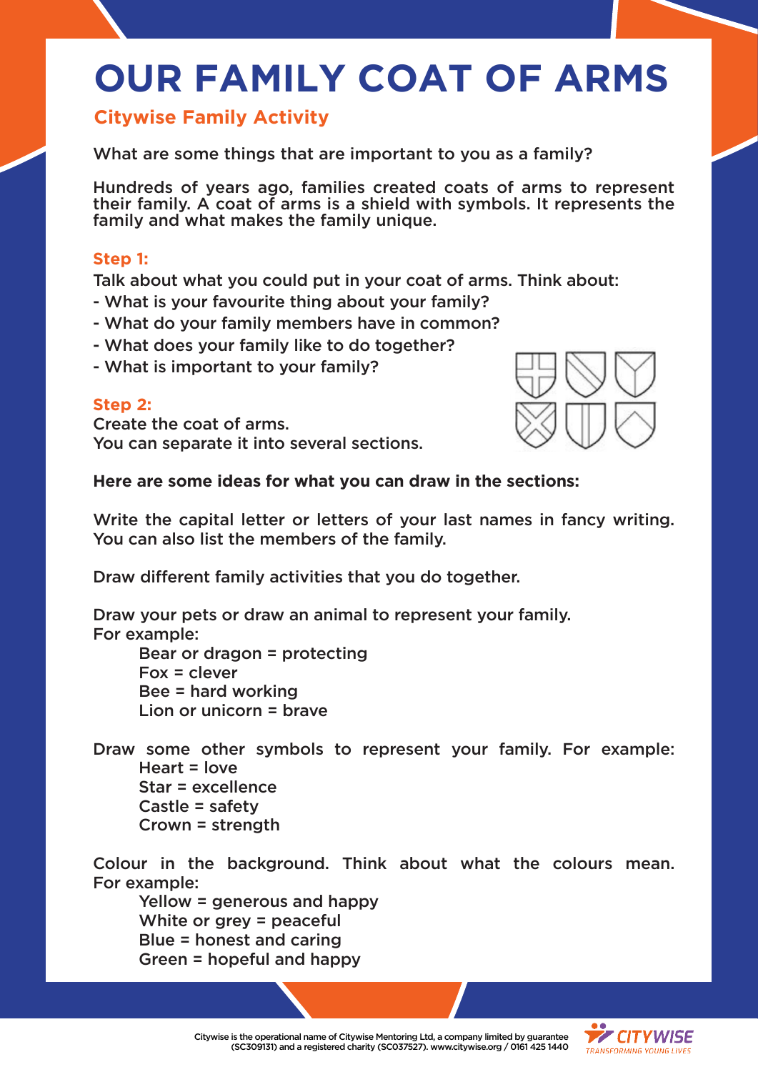# OUR FAMILY COAT OF ARMS

## Citywise Family Activity

What are some things that are important to you as a family?

Hundreds of years ago, families created coats of arms to represent their family. A coat of arms is a shield with symbols. It represents the family and what makes the family unique.

### Step 1:

Talk about what you could put in your coat of arms. Think about:
- What is your favourite thing about your family?
- What do your family members have in common?
- What does your family like to do together?
- What is important to your family?

### Step 2:

Create the coat of arms.
You can separate it into several sections.

**Here are some ideas for what you can draw in the sections:**

Write the capital letter or letters of your last names in fancy writing. You can also list the members of the family.

Draw different family activities that you do together.

Draw your pets or draw an animal to represent your family.
For example:

Bear or dragon = protecting
Fox = clever
Bee = hard working
Lion or unicorn = brave

Draw some other symbols to represent your family. For example:

Heart = love
Star = excellence
Castle = safety
Crown = strength

Colour in the background. Think about what the colours mean. For example:

Yellow = generous and happy
White or grey = peaceful
Blue = honest and caring
Green = hopeful and happy

Citywise is the operational name of Citywise Mentoring Ltd, a company limited by guarantee (SC309131) and a registered charity (SC037527). www.citywise.org / 0161 425 1440

CITYWISE
TRANSFORMING YOUNG LIVES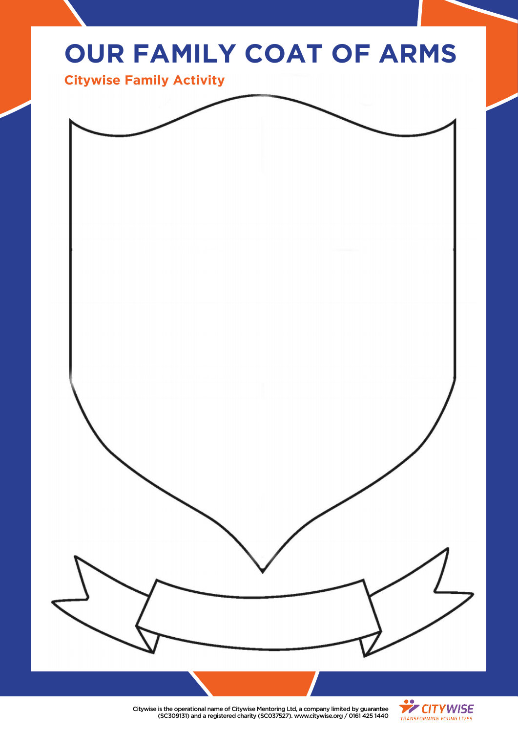# OUR FAMILY COAT OF ARMS

**Citywise Family Activity**

Citywise is the operational name of Citywise Mentoring Ltd, a company limited by guarantee (SC309131) and a registered charity (SC037527). www.citywise.org / 0161 425 1440

CITYWISE
TRANSFORMING YOUNG LIVES